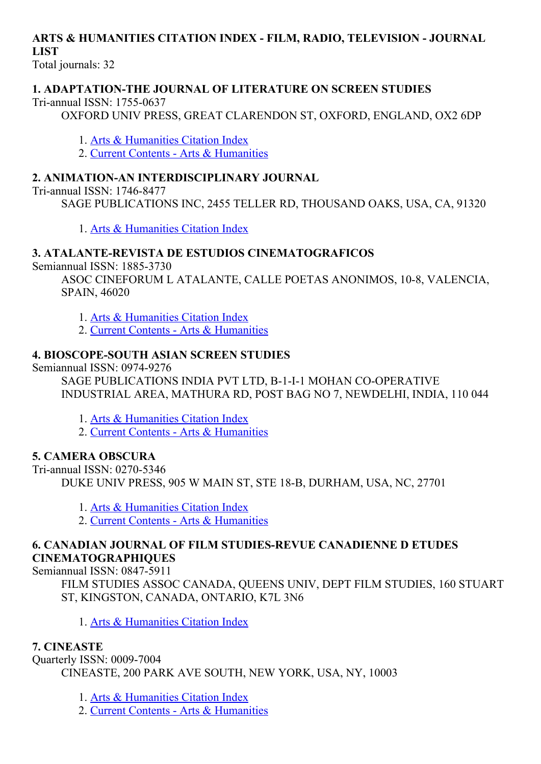# ARTS & HUMANITIES CITATION INDEX - FILM, RADIO, TELEVISION - JOURNAL LIST

Total journals: 32

### 1. ADAPTATION-THE JOURNAL OF LITERATURE ON SCREEN STUDIES

Tri-annual ISSN: 1755-0637

OXFORD UNIV PRESS, GREAT CLARENDON ST, OXFORD, ENGLAND, OX2 6DP

1. Arts & Humanities Citation Index
2. Current Contents - Arts & Humanities

### 2. ANIMATION-AN INTERDISCIPLINARY JOURNAL

Tri-annual ISSN: 1746-8477

SAGE PUBLICATIONS INC, 2455 TELLER RD, THOUSAND OAKS, USA, CA, 91320

1. Arts & Humanities Citation Index

### 3. ATALANTE-REVISTA DE ESTUDIOS CINEMATOGRAFICOS

Semiannual ISSN: 1885-3730

ASOC CINEFORUM L ATALANTE, CALLE POETAS ANONIMOS, 10-8, VALENCIA, SPAIN, 46020

1. Arts & Humanities Citation Index
2. Current Contents - Arts & Humanities

### 4. BIOSCOPE-SOUTH ASIAN SCREEN STUDIES

Semiannual ISSN: 0974-9276

SAGE PUBLICATIONS INDIA PVT LTD, B-1-I-1 MOHAN CO-OPERATIVE INDUSTRIAL AREA, MATHURA RD, POST BAG NO 7, NEWDELHI, INDIA, 110 044

1. Arts & Humanities Citation Index
2. Current Contents - Arts & Humanities

### 5. CAMERA OBSCURA

Tri-annual ISSN: 0270-5346

DUKE UNIV PRESS, 905 W MAIN ST, STE 18-B, DURHAM, USA, NC, 27701

1. Arts & Humanities Citation Index
2. Current Contents - Arts & Humanities

### 6. CANADIAN JOURNAL OF FILM STUDIES-REVUE CANADIENNE D ETUDES CINEMATOGRAPHIQUES

Semiannual ISSN: 0847-5911

FILM STUDIES ASSOC CANADA, QUEENS UNIV, DEPT FILM STUDIES, 160 STUART ST, KINGSTON, CANADA, ONTARIO, K7L 3N6

1. Arts & Humanities Citation Index

### 7. CINEASTE

Quarterly ISSN: 0009-7004

CINEASTE, 200 PARK AVE SOUTH, NEW YORK, USA, NY, 10003

1. Arts & Humanities Citation Index
2. Current Contents - Arts & Humanities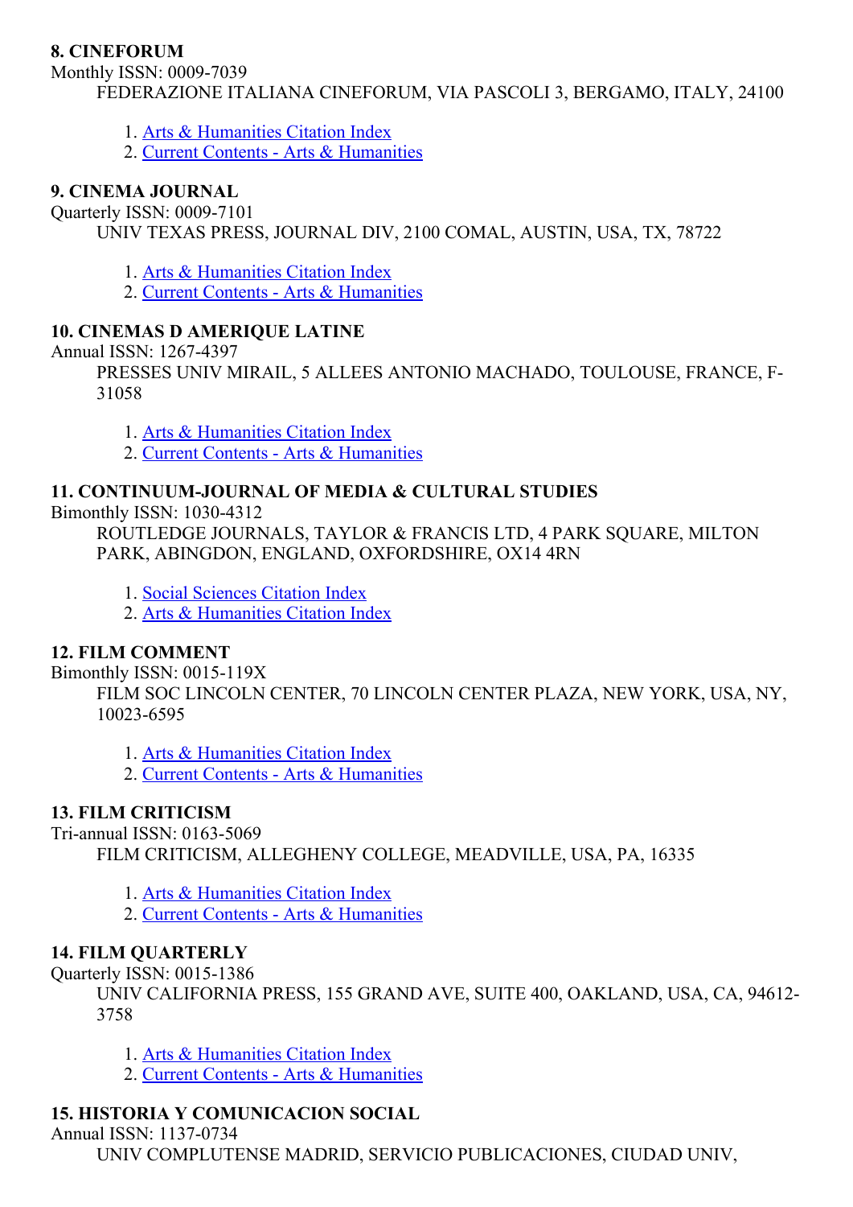**8. CINEFORUM**

Monthly ISSN: 0009-7039

FEDERAZIONE ITALIANA CINEFORUM, VIA PASCOLI 3, BERGAMO, ITALY, 24100

1. Arts & Humanities Citation Index
2. Current Contents - Arts & Humanities

**9. CINEMA JOURNAL**

Quarterly ISSN: 0009-7101

UNIV TEXAS PRESS, JOURNAL DIV, 2100 COMAL, AUSTIN, USA, TX, 78722

1. Arts & Humanities Citation Index
2. Current Contents - Arts & Humanities

**10. CINEMAS D AMERIQUE LATINE**

Annual ISSN: 1267-4397

PRESSES UNIV MIRAIL, 5 ALLEES ANTONIO MACHADO, TOULOUSE, FRANCE, F-31058

1. Arts & Humanities Citation Index
2. Current Contents - Arts & Humanities

**11. CONTINUUM-JOURNAL OF MEDIA & CULTURAL STUDIES**

Bimonthly ISSN: 1030-4312

ROUTLEDGE JOURNALS, TAYLOR & FRANCIS LTD, 4 PARK SQUARE, MILTON PARK, ABINGDON, ENGLAND, OXFORDSHIRE, OX14 4RN

1. Social Sciences Citation Index
2. Arts & Humanities Citation Index

**12. FILM COMMENT**

Bimonthly ISSN: 0015-119X

FILM SOC LINCOLN CENTER, 70 LINCOLN CENTER PLAZA, NEW YORK, USA, NY, 10023-6595

1. Arts & Humanities Citation Index
2. Current Contents - Arts & Humanities

**13. FILM CRITICISM**

Tri-annual ISSN: 0163-5069

FILM CRITICISM, ALLEGHENY COLLEGE, MEADVILLE, USA, PA, 16335

1. Arts & Humanities Citation Index
2. Current Contents - Arts & Humanities

**14. FILM QUARTERLY**

Quarterly ISSN: 0015-1386

UNIV CALIFORNIA PRESS, 155 GRAND AVE, SUITE 400, OAKLAND, USA, CA, 94612-3758

1. Arts & Humanities Citation Index
2. Current Contents - Arts & Humanities

**15. HISTORIA Y COMUNICACION SOCIAL**

Annual ISSN: 1137-0734

UNIV COMPLUTENSE MADRID, SERVICIO PUBLICACIONES, CIUDAD UNIV,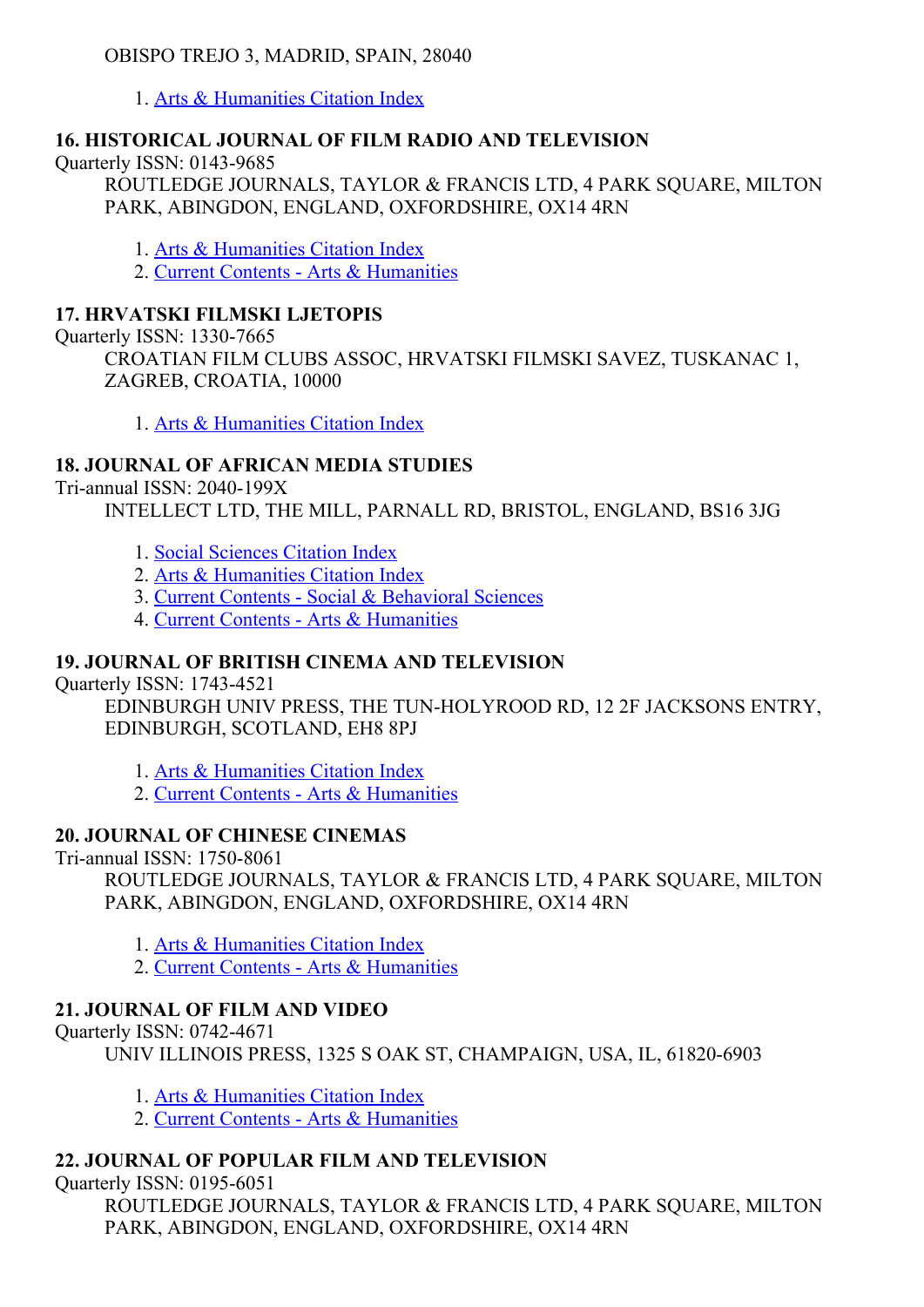OBISPO TREJO 3, MADRID, SPAIN, 28040

1. Arts & Humanities Citation Index

### 16. HISTORICAL JOURNAL OF FILM RADIO AND TELEVISION

Quarterly ISSN: 0143-9685

ROUTLEDGE JOURNALS, TAYLOR & FRANCIS LTD, 4 PARK SQUARE, MILTON PARK, ABINGDON, ENGLAND, OXFORDSHIRE, OX14 4RN

1. Arts & Humanities Citation Index
2. Current Contents - Arts & Humanities

### 17. HRVATSKI FILMSKI LJETOPIS

Quarterly ISSN: 1330-7665

CROATIAN FILM CLUBS ASSOC, HRVATSKI FILMSKI SAVEZ, TUSKANAC 1, ZAGREB, CROATIA, 10000

1. Arts & Humanities Citation Index

### 18. JOURNAL OF AFRICAN MEDIA STUDIES

Tri-annual ISSN: 2040-199X

INTELLECT LTD, THE MILL, PARNALL RD, BRISTOL, ENGLAND, BS16 3JG

1. Social Sciences Citation Index
2. Arts & Humanities Citation Index
3. Current Contents - Social & Behavioral Sciences
4. Current Contents - Arts & Humanities

### 19. JOURNAL OF BRITISH CINEMA AND TELEVISION

Quarterly ISSN: 1743-4521

EDINBURGH UNIV PRESS, THE TUN-HOLYROOD RD, 12 2F JACKSONS ENTRY, EDINBURGH, SCOTLAND, EH8 8PJ

1. Arts & Humanities Citation Index
2. Current Contents - Arts & Humanities

### 20. JOURNAL OF CHINESE CINEMAS

Tri-annual ISSN: 1750-8061

ROUTLEDGE JOURNALS, TAYLOR & FRANCIS LTD, 4 PARK SQUARE, MILTON PARK, ABINGDON, ENGLAND, OXFORDSHIRE, OX14 4RN

1. Arts & Humanities Citation Index
2. Current Contents - Arts & Humanities

### 21. JOURNAL OF FILM AND VIDEO

Quarterly ISSN: 0742-4671

UNIV ILLINOIS PRESS, 1325 S OAK ST, CHAMPAIGN, USA, IL, 61820-6903

1. Arts & Humanities Citation Index
2. Current Contents - Arts & Humanities

### 22. JOURNAL OF POPULAR FILM AND TELEVISION

Quarterly ISSN: 0195-6051

ROUTLEDGE JOURNALS, TAYLOR & FRANCIS LTD, 4 PARK SQUARE, MILTON PARK, ABINGDON, ENGLAND, OXFORDSHIRE, OX14 4RN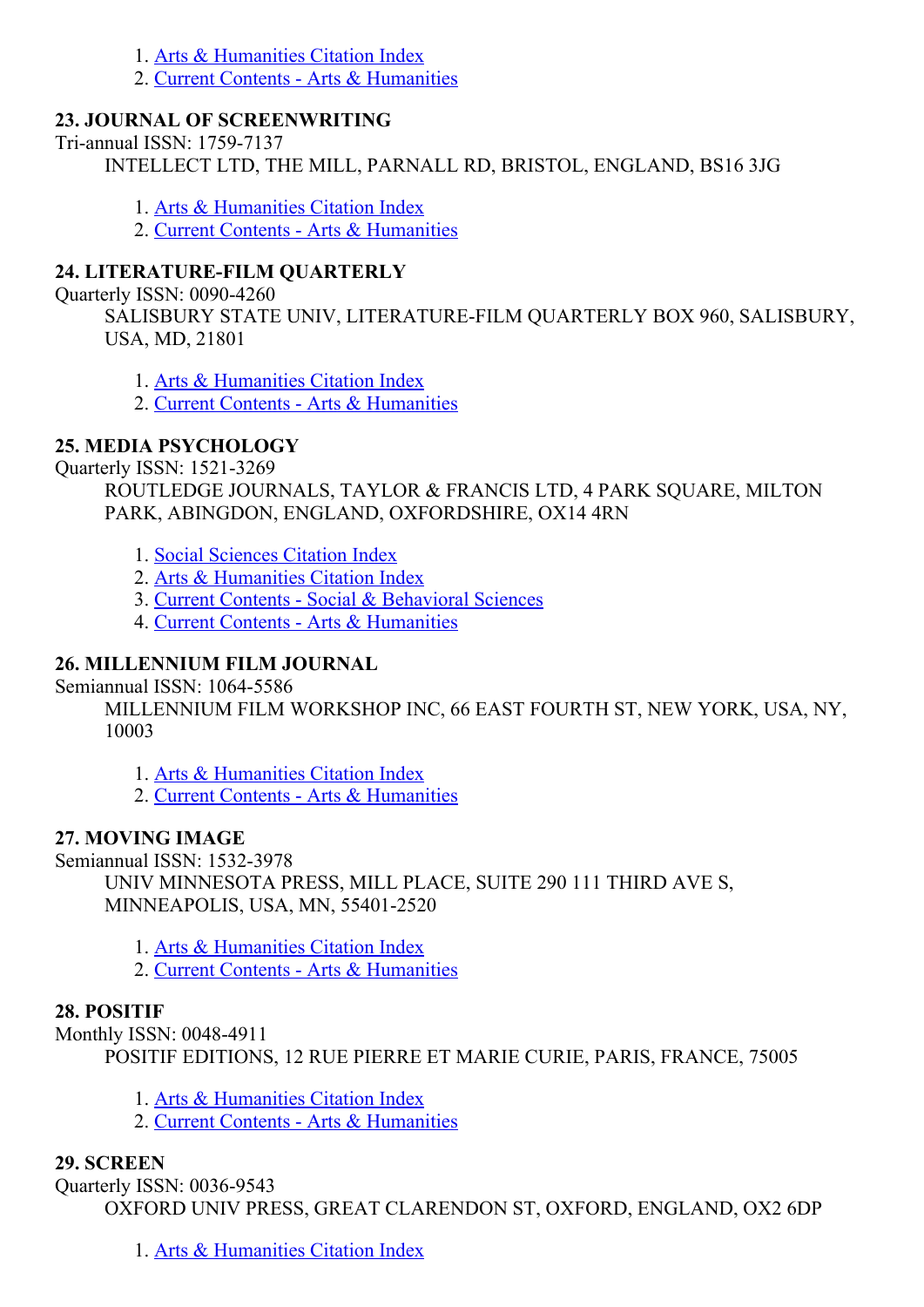1. Arts & Humanities Citation Index
2. Current Contents - Arts & Humanities

**23. JOURNAL OF SCREENWRITING**

Tri-annual ISSN: 1759-7137

INTELLECT LTD, THE MILL, PARNALL RD, BRISTOL, ENGLAND, BS16 3JG

1. Arts & Humanities Citation Index
2. Current Contents - Arts & Humanities

**24. LITERATURE-FILM QUARTERLY**

Quarterly ISSN: 0090-4260

SALISBURY STATE UNIV, LITERATURE-FILM QUARTERLY BOX 960, SALISBURY, USA, MD, 21801

1. Arts & Humanities Citation Index
2. Current Contents - Arts & Humanities

**25. MEDIA PSYCHOLOGY**

Quarterly ISSN: 1521-3269

ROUTLEDGE JOURNALS, TAYLOR & FRANCIS LTD, 4 PARK SQUARE, MILTON PARK, ABINGDON, ENGLAND, OXFORDSHIRE, OX14 4RN

1. Social Sciences Citation Index
2. Arts & Humanities Citation Index
3. Current Contents - Social & Behavioral Sciences
4. Current Contents - Arts & Humanities

**26. MILLENNIUM FILM JOURNAL**

Semiannual ISSN: 1064-5586

MILLENNIUM FILM WORKSHOP INC, 66 EAST FOURTH ST, NEW YORK, USA, NY, 10003

1. Arts & Humanities Citation Index
2. Current Contents - Arts & Humanities

**27. MOVING IMAGE**

Semiannual ISSN: 1532-3978

UNIV MINNESOTA PRESS, MILL PLACE, SUITE 290 111 THIRD AVE S, MINNEAPOLIS, USA, MN, 55401-2520

1. Arts & Humanities Citation Index
2. Current Contents - Arts & Humanities

**28. POSITIF**

Monthly ISSN: 0048-4911

POSITIF EDITIONS, 12 RUE PIERRE ET MARIE CURIE, PARIS, FRANCE, 75005

1. Arts & Humanities Citation Index
2. Current Contents - Arts & Humanities

**29. SCREEN**

Quarterly ISSN: 0036-9543

OXFORD UNIV PRESS, GREAT CLARENDON ST, OXFORD, ENGLAND, OX2 6DP

1. Arts & Humanities Citation Index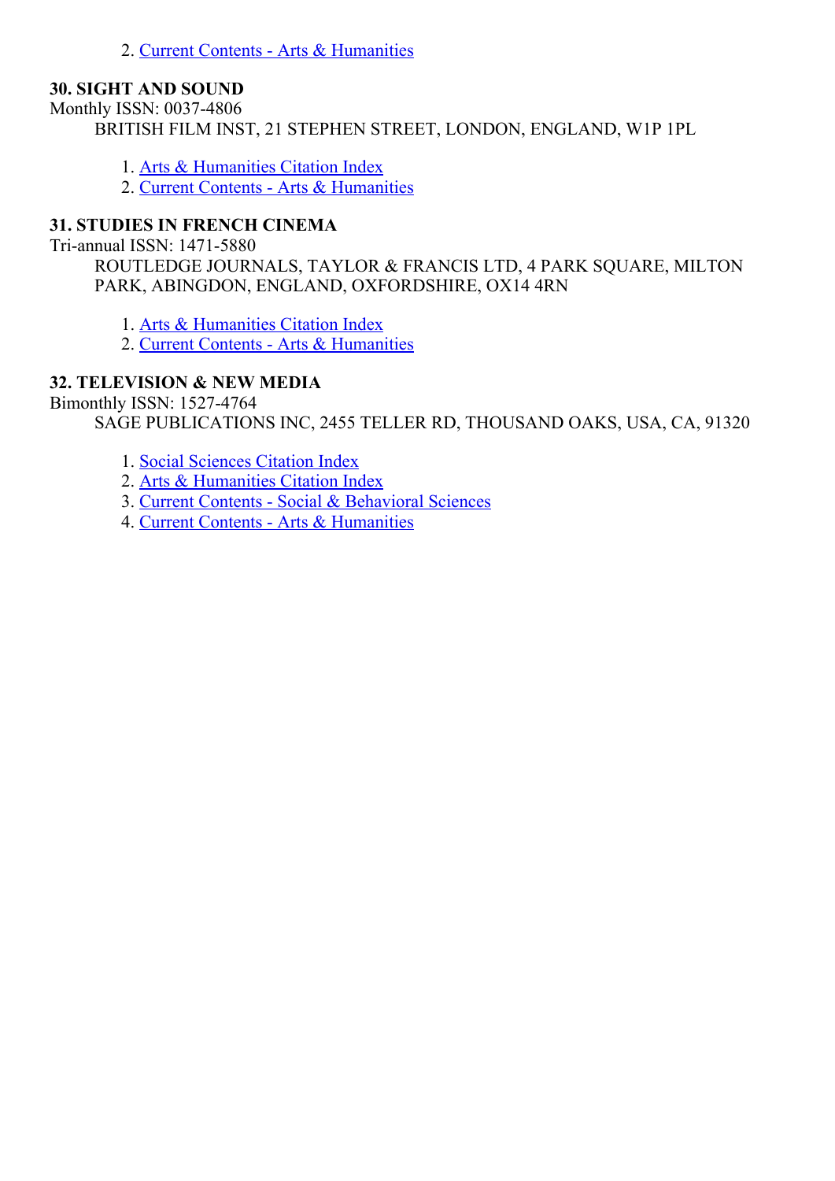2. Current Contents - Arts & Humanities

**30. SIGHT AND SOUND**

Monthly ISSN: 0037-4806

BRITISH FILM INST, 21 STEPHEN STREET, LONDON, ENGLAND, W1P 1PL

1. Arts & Humanities Citation Index
2. Current Contents - Arts & Humanities

**31. STUDIES IN FRENCH CINEMA**

Tri-annual ISSN: 1471-5880

ROUTLEDGE JOURNALS, TAYLOR & FRANCIS LTD, 4 PARK SQUARE, MILTON PARK, ABINGDON, ENGLAND, OXFORDSHIRE, OX14 4RN

1. Arts & Humanities Citation Index
2. Current Contents - Arts & Humanities

**32. TELEVISION & NEW MEDIA**

Bimonthly ISSN: 1527-4764

SAGE PUBLICATIONS INC, 2455 TELLER RD, THOUSAND OAKS, USA, CA, 91320

1. Social Sciences Citation Index
2. Arts & Humanities Citation Index
3. Current Contents - Social & Behavioral Sciences
4. Current Contents - Arts & Humanities